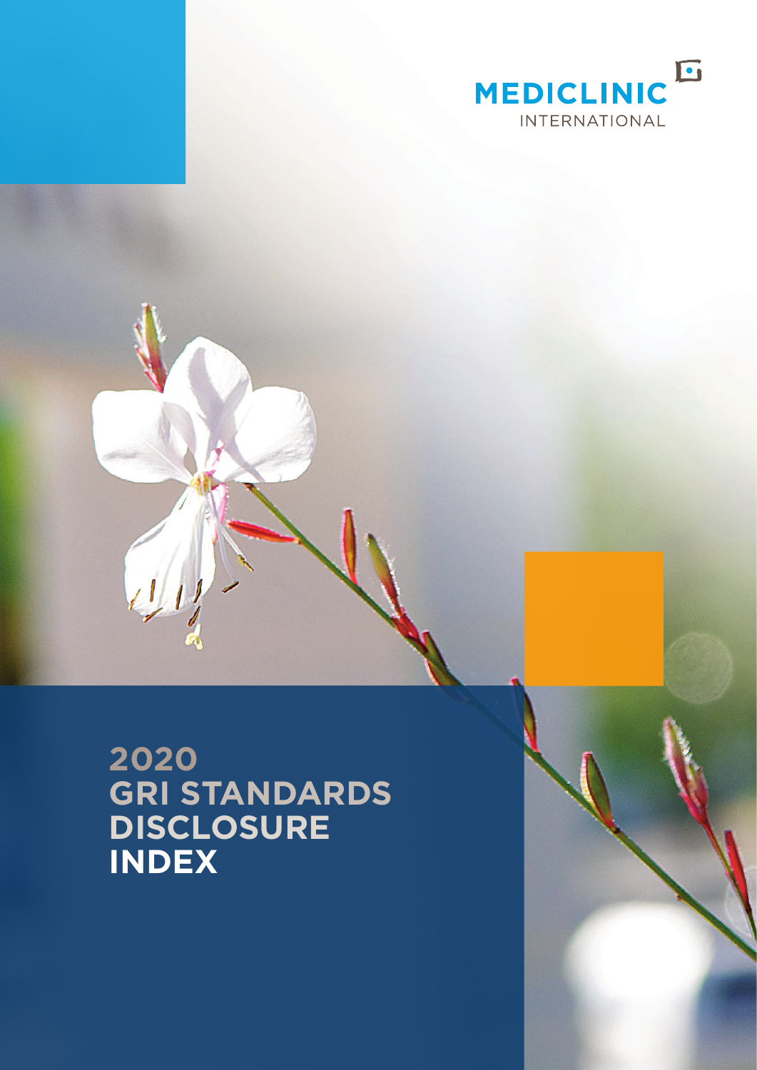MEDICLINIC INTERNATIONAL

# 2020 GRI STANDARDS DISCLOSURE INDEX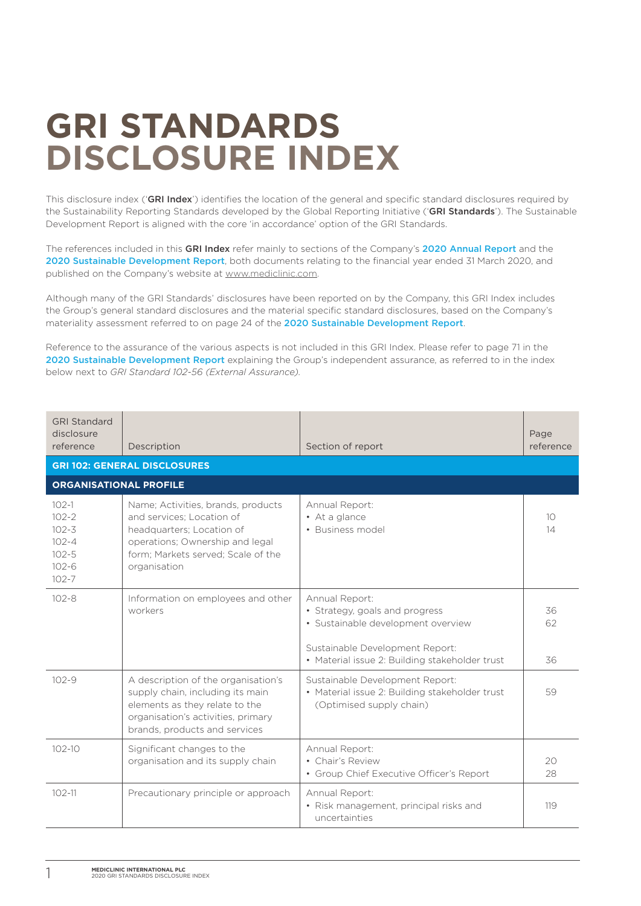# GRI STANDARDS DISCLOSURE INDEX

This disclosure index ('**GRI Index**') identifies the location of the general and specific standard disclosures required by the Sustainability Reporting Standards developed by the Global Reporting Initiative ('**GRI Standards**'). The Sustainable Development Report is aligned with the core 'in accordance' option of the GRI Standards.

The references included in this **GRI Index** refer mainly to sections of the Company's **2020 Annual Report** and the **2020 Sustainable Development Report**, both documents relating to the financial year ended 31 March 2020, and published on the Company's website at www.mediclinic.com.

Although many of the GRI Standards' disclosures have been reported on by the Company, this GRI Index includes the Group's general standard disclosures and the material specific standard disclosures, based on the Company's materiality assessment referred to on page 24 of the **2020 Sustainable Development Report**.

Reference to the assurance of the various aspects is not included in this GRI Index. Please refer to page 71 in the **2020 Sustainable Development Report** explaining the Group's independent assurance, as referred to in the index below next to *GRI Standard 102-56 (External Assurance).*

| GRI Standard disclosure reference | Description | Section of report | Page reference |
|---|---|---|---|
| **GRI 102: GENERAL DISCLOSURES** | | | |
| **ORGANISATIONAL PROFILE** | | | |
| 102-1<br>102-2<br>102-3<br>102-4<br>102-5<br>102-6<br>102-7 | Name; Activities, brands, products and services; Location of headquarters; Location of operations; Ownership and legal form; Markets served; Scale of the organisation | Annual Report:<br>• At a glance<br>• Business model | <br>10<br>14 |
| 102-8 | Information on employees and other workers | Annual Report:<br>• Strategy, goals and progress<br>• Sustainable development overview<br><br>Sustainable Development Report:<br>• Material issue 2: Building stakeholder trust | <br>36<br>62<br><br><br>36 |
| 102-9 | A description of the organisation's supply chain, including its main elements as they relate to the organisation's activities, primary brands, products and services | Sustainable Development Report:<br>• Material issue 2: Building stakeholder trust (Optimised supply chain) | 59 |
| 102-10 | Significant changes to the organisation and its supply chain | Annual Report:<br>• Chair's Review<br>• Group Chief Executive Officer's Report | <br>20<br>28 |
| 102-11 | Precautionary principle or approach | Annual Report:<br>• Risk management, principal risks and uncertainties | 119 |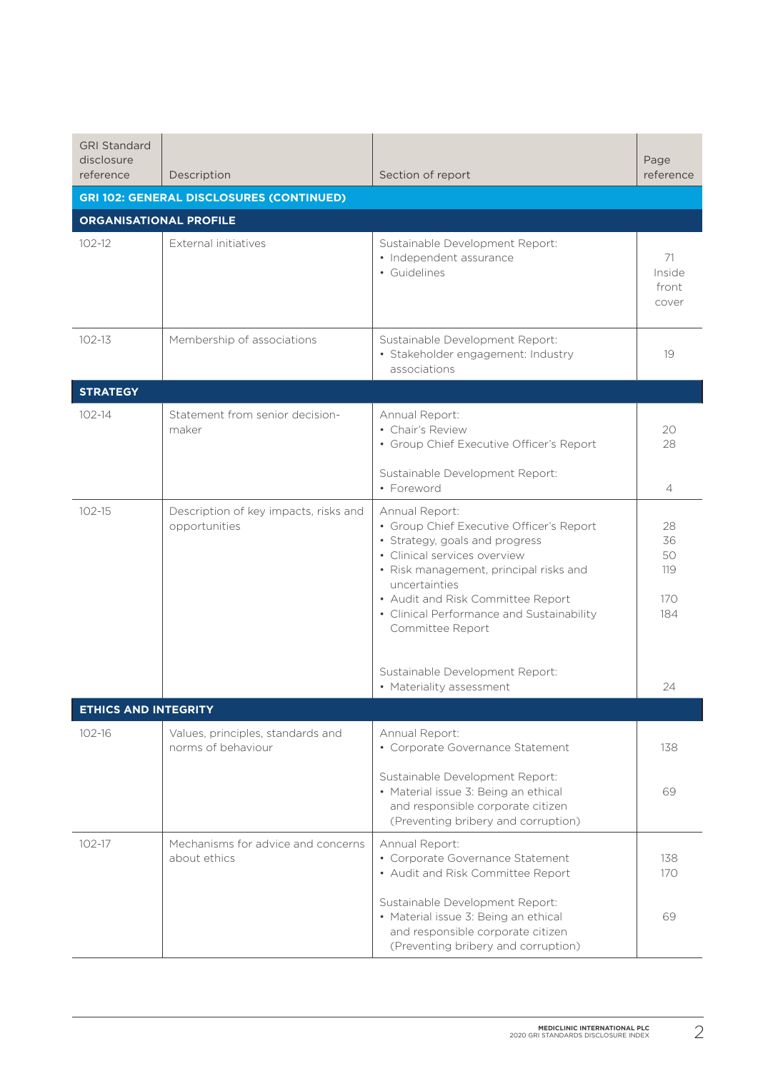| GRI Standard disclosure reference | Description | Section of report | Page reference |
|---|---|---|---|
| **GRI 102: GENERAL DISCLOSURES (CONTINUED)** | | | |
| **ORGANISATIONAL PROFILE** | | | |
| 102-12 | External initiatives | Sustainable Development Report:<br>• Independent assurance<br>• Guidelines | 71<br>Inside front cover |
| 102-13 | Membership of associations | Sustainable Development Report:<br>• Stakeholder engagement: Industry associations | 19 |
| **STRATEGY** | | | |
| 102-14 | Statement from senior decision-maker | Annual Report:<br>• Chair's Review<br>• Group Chief Executive Officer's Report<br><br>Sustainable Development Report:<br>• Foreword | 20<br>28<br><br>4 |
| 102-15 | Description of key impacts, risks and opportunities | Annual Report:<br>• Group Chief Executive Officer's Report<br>• Strategy, goals and progress<br>• Clinical services overview<br>• Risk management, principal risks and uncertainties<br>• Audit and Risk Committee Report<br>• Clinical Performance and Sustainability Committee Report<br><br>Sustainable Development Report:<br>• Materiality assessment | 28<br>36<br>50<br>119<br>170<br>184<br><br>24 |
| **ETHICS AND INTEGRITY** | | | |
| 102-16 | Values, principles, standards and norms of behaviour | Annual Report:<br>• Corporate Governance Statement<br><br>Sustainable Development Report:<br>• Material issue 3: Being an ethical and responsible corporate citizen (Preventing bribery and corruption) | 138<br><br>69 |
| 102-17 | Mechanisms for advice and concerns about ethics | Annual Report:<br>• Corporate Governance Statement<br>• Audit and Risk Committee Report<br><br>Sustainable Development Report:<br>• Material issue 3: Being an ethical and responsible corporate citizen (Preventing bribery and corruption) | 138<br>170<br><br>69 |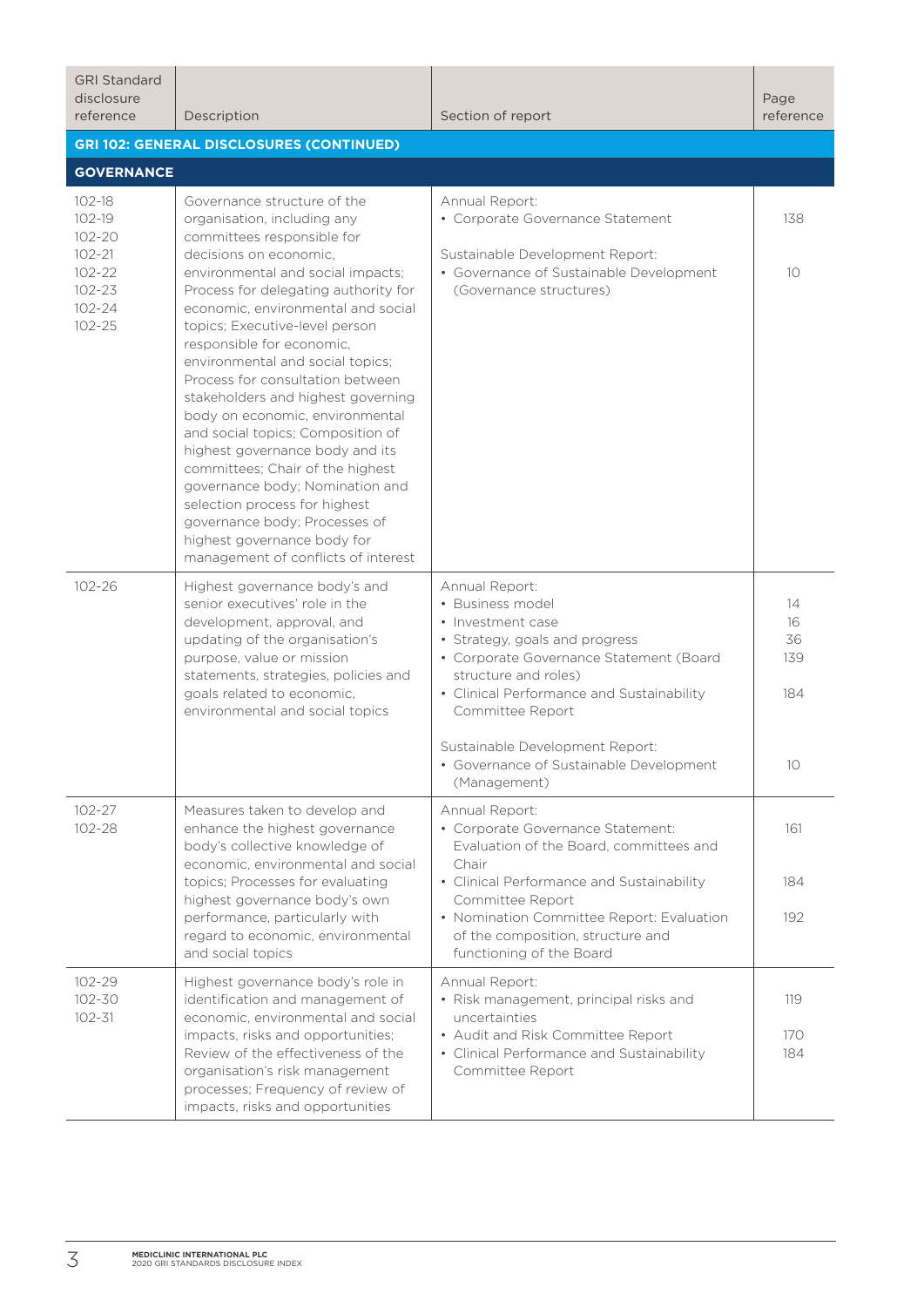| GRI Standard disclosure reference | Description | Section of report | Page reference |
|---|---|---|---|
| **GRI 102: GENERAL DISCLOSURES (CONTINUED)** | | | |
| **GOVERNANCE** | | | |
| 102-18<br>102-19<br>102-20<br>102-21<br>102-22<br>102-23<br>102-24<br>102-25 | Governance structure of the organisation, including any committees responsible for decisions on economic, environmental and social impacts; Process for delegating authority for economic, environmental and social topics; Executive-level person responsible for economic, environmental and social topics; Process for consultation between stakeholders and highest governing body on economic, environmental and social topics; Composition of highest governance body and its committees; Chair of the highest governance body; Nomination and selection process for highest governance body; Processes of highest governance body for management of conflicts of interest | Annual Report:<br>• Corporate Governance Statement<br><br>Sustainable Development Report:<br>• Governance of Sustainable Development (Governance structures) | <br>138<br><br><br>10 |
| 102-26 | Highest governance body's and senior executives' role in the development, approval, and updating of the organisation's purpose, value or mission statements, strategies, policies and goals related to economic, environmental and social topics | Annual Report:<br>• Business model<br>• Investment case<br>• Strategy, goals and progress<br>• Corporate Governance Statement (Board structure and roles)<br>• Clinical Performance and Sustainability Committee Report<br><br>Sustainable Development Report:<br>• Governance of Sustainable Development (Management) | <br>14<br>16<br>36<br>139<br><br>184<br><br><br>10 |
| 102-27<br>102-28 | Measures taken to develop and enhance the highest governance body's collective knowledge of economic, environmental and social topics; Processes for evaluating highest governance body's own performance, particularly with regard to economic, environmental and social topics | Annual Report:<br>• Corporate Governance Statement: Evaluation of the Board, committees and Chair<br>• Clinical Performance and Sustainability Committee Report<br>• Nomination Committee Report: Evaluation of the composition, structure and functioning of the Board | <br>161<br><br><br>184<br><br>192 |
| 102-29<br>102-30<br>102-31 | Highest governance body's role in identification and management of economic, environmental and social impacts, risks and opportunities; Review of the effectiveness of the organisation's risk management processes; Frequency of review of impacts, risks and opportunities | Annual Report:<br>• Risk management, principal risks and uncertainties<br>• Audit and Risk Committee Report<br>• Clinical Performance and Sustainability Committee Report | <br>119<br><br>170<br>184 |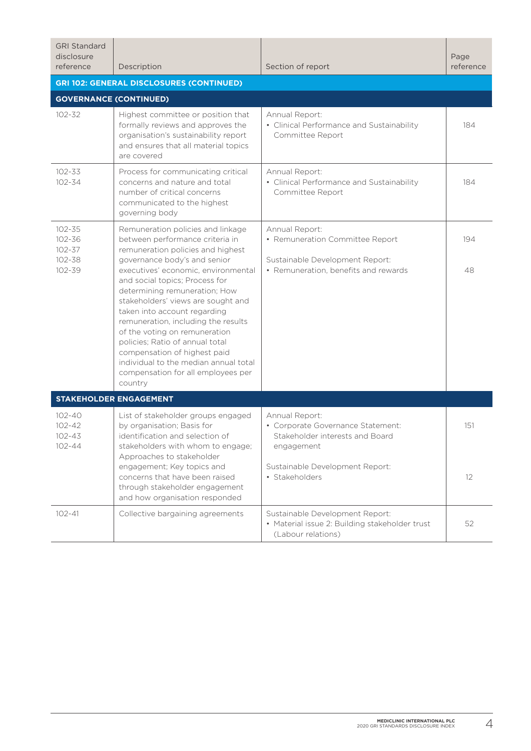| GRI Standard disclosure reference | Description | Section of report | Page reference |
|---|---|---|---|
| **GRI 102: GENERAL DISCLOSURES (CONTINUED)** | | | |
| **GOVERNANCE (CONTINUED)** | | | |
| 102-32 | Highest committee or position that formally reviews and approves the organisation's sustainability report and ensures that all material topics are covered | Annual Report:<br>• Clinical Performance and Sustainability Committee Report | 184 |
| 102-33<br>102-34 | Process for communicating critical concerns and nature and total number of critical concerns communicated to the highest governing body | Annual Report:<br>• Clinical Performance and Sustainability Committee Report | 184 |
| 102-35<br>102-36<br>102-37<br>102-38<br>102-39 | Remuneration policies and linkage between performance criteria in remuneration policies and highest governance body's and senior executives' economic, environmental and social topics; Process for determining remuneration; How stakeholders' views are sought and taken into account regarding remuneration, including the results of the voting on remuneration policies; Ratio of annual total compensation of highest paid individual to the median annual total compensation for all employees per country | Annual Report:<br>• Remuneration Committee Report<br><br>Sustainable Development Report:<br>• Remuneration, benefits and rewards | 194<br><br>48 |
| **STAKEHOLDER ENGAGEMENT** | | | |
| 102-40<br>102-42<br>102-43<br>102-44 | List of stakeholder groups engaged by organisation; Basis for identification and selection of stakeholders with whom to engage; Approaches to stakeholder engagement; Key topics and concerns that have been raised through stakeholder engagement and how organisation responded | Annual Report:<br>• Corporate Governance Statement: Stakeholder interests and Board engagement<br><br>Sustainable Development Report:<br>• Stakeholders | 151<br><br>12 |
| 102-41 | Collective bargaining agreements | Sustainable Development Report:<br>• Material issue 2: Building stakeholder trust (Labour relations) | 52 |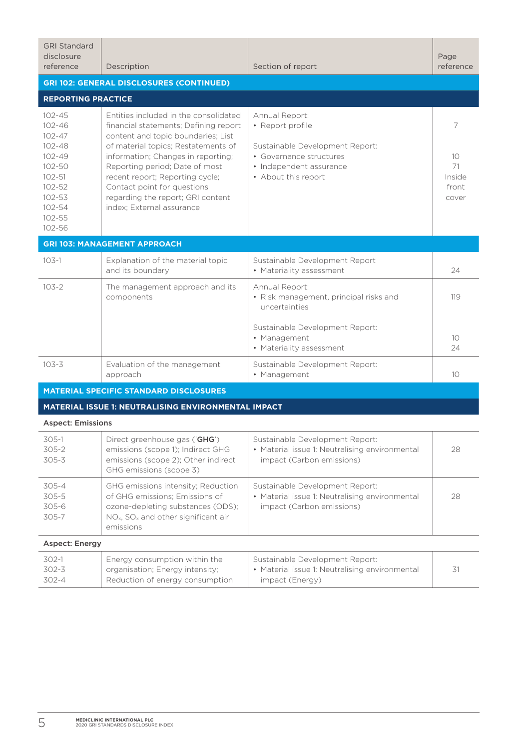| GRI Standard disclosure reference | Description | Section of report | Page reference |
|---|---|---|---|
| **GRI 102: GENERAL DISCLOSURES (CONTINUED)** | | | |
| **REPORTING PRACTICE** | | | |
| 102-45<br>102-46<br>102-47<br>102-48<br>102-49<br>102-50<br>102-51<br>102-52<br>102-53<br>102-54<br>102-55<br>102-56 | Entities included in the consolidated financial statements; Defining report content and topic boundaries; List of material topics; Restatements of information; Changes in reporting; Reporting period; Date of most recent report; Reporting cycle; Contact point for questions regarding the report; GRI content index; External assurance | Annual Report:<br>• Report profile<br><br>Sustainable Development Report:<br>• Governance structures<br>• Independent assurance<br>• About this report | 7<br><br><br>10<br>71<br>Inside front cover |
| **GRI 103: MANAGEMENT APPROACH** | | | |
| 103-1 | Explanation of the material topic and its boundary | Sustainable Development Report<br>• Materiality assessment | 24 |
| 103-2 | The management approach and its components | Annual Report:<br>• Risk management, principal risks and uncertainties<br><br>Sustainable Development Report:<br>• Management<br>• Materiality assessment | 119<br><br><br>10<br>24 |
| 103-3 | Evaluation of the management approach | Sustainable Development Report:<br>• Management | 10 |
| **MATERIAL SPECIFIC STANDARD DISCLOSURES** | | | |
| **MATERIAL ISSUE 1: NEUTRALISING ENVIRONMENTAL IMPACT** | | | |
| **Aspect: Emissions** | | | |
| 305-1<br>305-2<br>305-3 | Direct greenhouse gas ('**GHG**') emissions (scope 1); Indirect GHG emissions (scope 2); Other indirect GHG emissions (scope 3) | Sustainable Development Report:<br>• Material issue 1: Neutralising environmental impact (Carbon emissions) | 28 |
| 305-4<br>305-5<br>305-6<br>305-7 | GHG emissions intensity; Reduction of GHG emissions; Emissions of ozone-depleting substances (ODS); $NO_x$, $SO_x$ and other significant air emissions | Sustainable Development Report:<br>• Material issue 1: Neutralising environmental impact (Carbon emissions) | 28 |
| **Aspect: Energy** | | | |
| 302-1<br>302-3<br>302-4 | Energy consumption within the organisation; Energy intensity; Reduction of energy consumption | Sustainable Development Report:<br>• Material issue 1: Neutralising environmental impact (Energy) | 31 |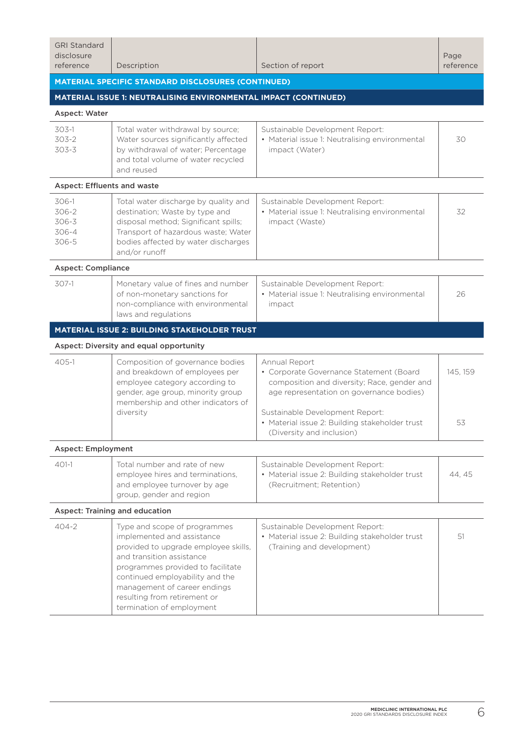| GRI Standard disclosure reference | Description | Section of report | Page reference |
|---|---|---|---|
| **MATERIAL SPECIFIC STANDARD DISCLOSURES (CONTINUED)** | | | |
| **MATERIAL ISSUE 1: NEUTRALISING ENVIRONMENTAL IMPACT (CONTINUED)** | | | |
| **Aspect: Water** | | | |
| 303-1<br>303-2<br>303-3 | Total water withdrawal by source; Water sources significantly affected by withdrawal of water; Percentage and total volume of water recycled and reused | Sustainable Development Report:<br>• Material issue 1: Neutralising environmental impact (Water) | 30 |
| **Aspect: Effluents and waste** | | | |
| 306-1<br>306-2<br>306-3<br>306-4<br>306-5 | Total water discharge by quality and destination; Waste by type and disposal method; Significant spills; Transport of hazardous waste; Water bodies affected by water discharges and/or runoff | Sustainable Development Report:<br>• Material issue 1: Neutralising environmental impact (Waste) | 32 |
| **Aspect: Compliance** | | | |
| 307-1 | Monetary value of fines and number of non-monetary sanctions for non-compliance with environmental laws and regulations | Sustainable Development Report:<br>• Material issue 1: Neutralising environmental impact | 26 |
| **MATERIAL ISSUE 2: BUILDING STAKEHOLDER TRUST** | | | |
| **Aspect: Diversity and equal opportunity** | | | |
| 405-1 | Composition of governance bodies and breakdown of employees per employee category according to gender, age group, minority group membership and other indicators of diversity | Annual Report<br>• Corporate Governance Statement (Board composition and diversity; Race, gender and age representation on governance bodies)<br><br>Sustainable Development Report:<br>• Material issue 2: Building stakeholder trust (Diversity and inclusion) | 145, 159<br><br><br><br>53 |
| **Aspect: Employment** | | | |
| 401-1 | Total number and rate of new employee hires and terminations, and employee turnover by age group, gender and region | Sustainable Development Report:<br>• Material issue 2: Building stakeholder trust (Recruitment; Retention) | 44, 45 |
| **Aspect: Training and education** | | | |
| 404-2 | Type and scope of programmes implemented and assistance provided to upgrade employee skills, and transition assistance programmes provided to facilitate continued employability and the management of career endings resulting from retirement or termination of employment | Sustainable Development Report:<br>• Material issue 2: Building stakeholder trust (Training and development) | 51 |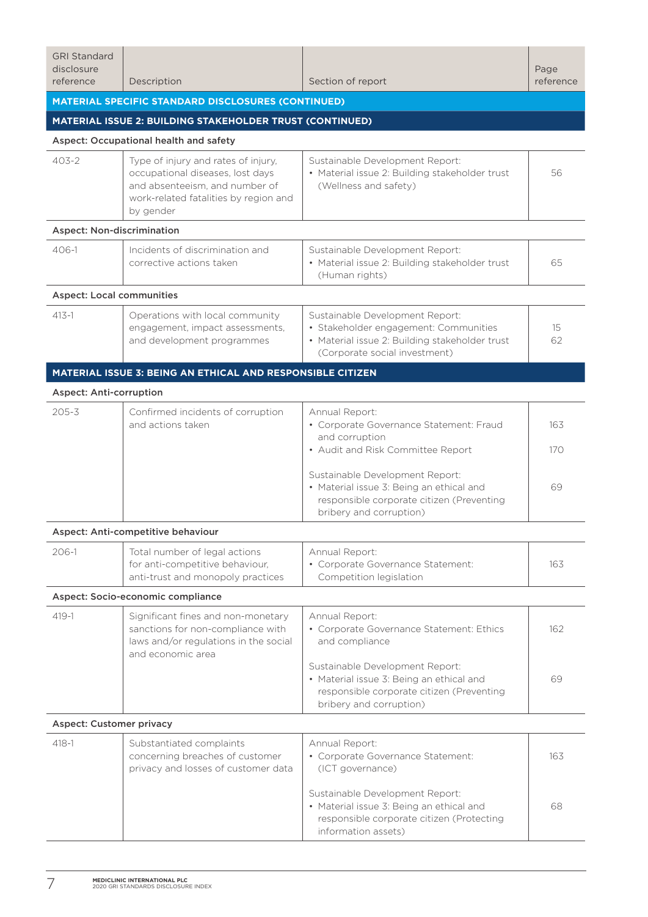| GRI Standard disclosure reference | Description | Section of report | Page reference |
|---|---|---|---|
| **MATERIAL SPECIFIC STANDARD DISCLOSURES (CONTINUED)** | | | |
| **MATERIAL ISSUE 2: BUILDING STAKEHOLDER TRUST (CONTINUED)** | | | |
| **Aspect: Occupational health and safety** | | | |
| 403-2 | Type of injury and rates of injury, occupational diseases, lost days and absenteeism, and number of work-related fatalities by region and by gender | Sustainable Development Report:<br>• Material issue 2: Building stakeholder trust (Wellness and safety) | 56 |
| **Aspect: Non-discrimination** | | | |
| 406-1 | Incidents of discrimination and corrective actions taken | Sustainable Development Report:<br>• Material issue 2: Building stakeholder trust (Human rights) | 65 |
| **Aspect: Local communities** | | | |
| 413-1 | Operations with local community engagement, impact assessments, and development programmes | Sustainable Development Report:<br>• Stakeholder engagement: Communities<br>• Material issue 2: Building stakeholder trust (Corporate social investment) | 15<br>62 |
| **MATERIAL ISSUE 3: BEING AN ETHICAL AND RESPONSIBLE CITIZEN** | | | |
| **Aspect: Anti-corruption** | | | |
| 205-3 | Confirmed incidents of corruption and actions taken | Annual Report:<br>• Corporate Governance Statement: Fraud and corruption<br>• Audit and Risk Committee Report<br><br>Sustainable Development Report:<br>• Material issue 3: Being an ethical and responsible corporate citizen (Preventing bribery and corruption) | 163<br><br>170<br><br>69 |
| **Aspect: Anti-competitive behaviour** | | | |
| 206-1 | Total number of legal actions for anti-competitive behaviour, anti-trust and monopoly practices | Annual Report:<br>• Corporate Governance Statement: Competition legislation | 163 |
| **Aspect: Socio-economic compliance** | | | |
| 419-1 | Significant fines and non-monetary sanctions for non-compliance with laws and/or regulations in the social and economic area | Annual Report:<br>• Corporate Governance Statement: Ethics and compliance<br><br>Sustainable Development Report:<br>• Material issue 3: Being an ethical and responsible corporate citizen (Preventing bribery and corruption) | 162<br><br>69 |
| **Aspect: Customer privacy** | | | |
| 418-1 | Substantiated complaints concerning breaches of customer privacy and losses of customer data | Annual Report:<br>• Corporate Governance Statement: (ICT governance)<br><br>Sustainable Development Report:<br>• Material issue 3: Being an ethical and responsible corporate citizen (Protecting information assets) | 163<br><br>68 |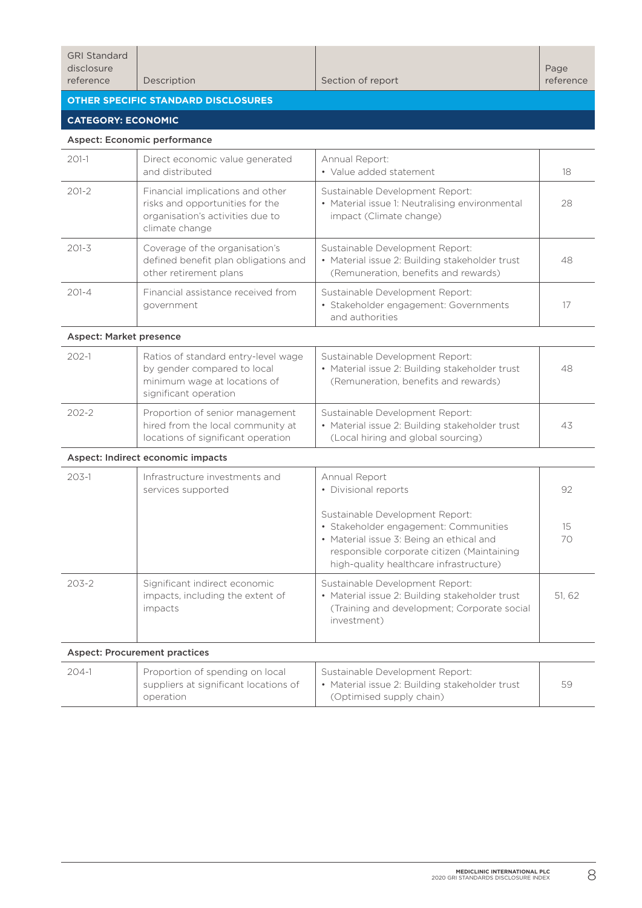| GRI Standard disclosure reference | Description | Section of report | Page reference |
|---|---|---|---|
| **OTHER SPECIFIC STANDARD DISCLOSURES** | | | |
| **CATEGORY: ECONOMIC** | | | |
| **Aspect: Economic performance** | | | |
| 201-1 | Direct economic value generated and distributed | Annual Report:<br>• Value added statement | 18 |
| 201-2 | Financial implications and other risks and opportunities for the organisation's activities due to climate change | Sustainable Development Report:<br>• Material issue 1: Neutralising environmental impact (Climate change) | 28 |
| 201-3 | Coverage of the organisation's defined benefit plan obligations and other retirement plans | Sustainable Development Report:<br>• Material issue 2: Building stakeholder trust (Remuneration, benefits and rewards) | 48 |
| 201-4 | Financial assistance received from government | Sustainable Development Report:<br>• Stakeholder engagement: Governments and authorities | 17 |
| **Aspect: Market presence** | | | |
| 202-1 | Ratios of standard entry-level wage by gender compared to local minimum wage at locations of significant operation | Sustainable Development Report:<br>• Material issue 2: Building stakeholder trust (Remuneration, benefits and rewards) | 48 |
| 202-2 | Proportion of senior management hired from the local community at locations of significant operation | Sustainable Development Report:<br>• Material issue 2: Building stakeholder trust (Local hiring and global sourcing) | 43 |
| **Aspect: Indirect economic impacts** | | | |
| 203-1 | Infrastructure investments and services supported | Annual Report<br>• Divisional reports<br><br>Sustainable Development Report:<br>• Stakeholder engagement: Communities<br>• Material issue 3: Being an ethical and responsible corporate citizen (Maintaining high-quality healthcare infrastructure) | 92<br><br>15<br>70 |
| 203-2 | Significant indirect economic impacts, including the extent of impacts | Sustainable Development Report:<br>• Material issue 2: Building stakeholder trust (Training and development; Corporate social investment) | 51, 62 |
| **Aspect: Procurement practices** | | | |
| 204-1 | Proportion of spending on local suppliers at significant locations of operation | Sustainable Development Report:<br>• Material issue 2: Building stakeholder trust (Optimised supply chain) | 59 |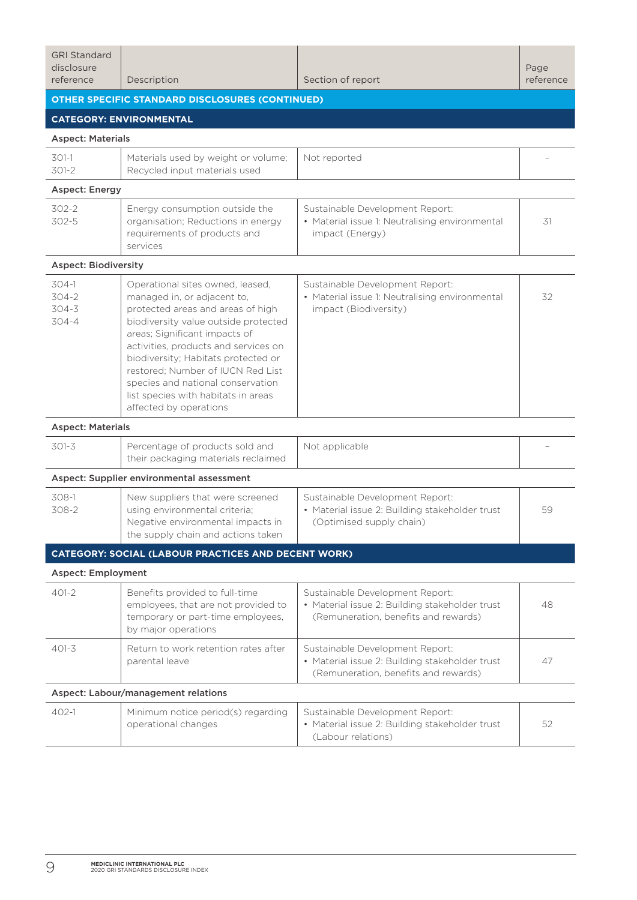| GRI Standard disclosure reference | Description | Section of report | Page reference |
|---|---|---|---|
| **OTHER SPECIFIC STANDARD DISCLOSURES (CONTINUED)** | | | |
| **CATEGORY: ENVIRONMENTAL** | | | |
| **Aspect: Materials** | | | |
| 301-1<br>301-2 | Materials used by weight or volume; Recycled input materials used | Not reported | – |
| **Aspect: Energy** | | | |
| 302-2<br>302-5 | Energy consumption outside the organisation; Reductions in energy requirements of products and services | Sustainable Development Report:<br>• Material issue 1: Neutralising environmental impact (Energy) | 31 |
| **Aspect: Biodiversity** | | | |
| 304-1<br>304-2<br>304-3<br>304-4 | Operational sites owned, leased, managed in, or adjacent to, protected areas and areas of high biodiversity value outside protected areas; Significant impacts of activities, products and services on biodiversity; Habitats protected or restored; Number of IUCN Red List species and national conservation list species with habitats in areas affected by operations | Sustainable Development Report:<br>• Material issue 1: Neutralising environmental impact (Biodiversity) | 32 |
| **Aspect: Materials** | | | |
| 301-3 | Percentage of products sold and their packaging materials reclaimed | Not applicable | – |
| **Aspect: Supplier environmental assessment** | | | |
| 308-1<br>308-2 | New suppliers that were screened using environmental criteria; Negative environmental impacts in the supply chain and actions taken | Sustainable Development Report:<br>• Material issue 2: Building stakeholder trust (Optimised supply chain) | 59 |
| **CATEGORY: SOCIAL (LABOUR PRACTICES AND DECENT WORK)** | | | |
| **Aspect: Employment** | | | |
| 401-2 | Benefits provided to full-time employees, that are not provided to temporary or part-time employees, by major operations | Sustainable Development Report:<br>• Material issue 2: Building stakeholder trust (Remuneration, benefits and rewards) | 48 |
| 401-3 | Return to work retention rates after parental leave | Sustainable Development Report:<br>• Material issue 2: Building stakeholder trust (Remuneration, benefits and rewards) | 47 |
| **Aspect: Labour/management relations** | | | |
| 402-1 | Minimum notice period(s) regarding operational changes | Sustainable Development Report:<br>• Material issue 2: Building stakeholder trust (Labour relations) | 52 |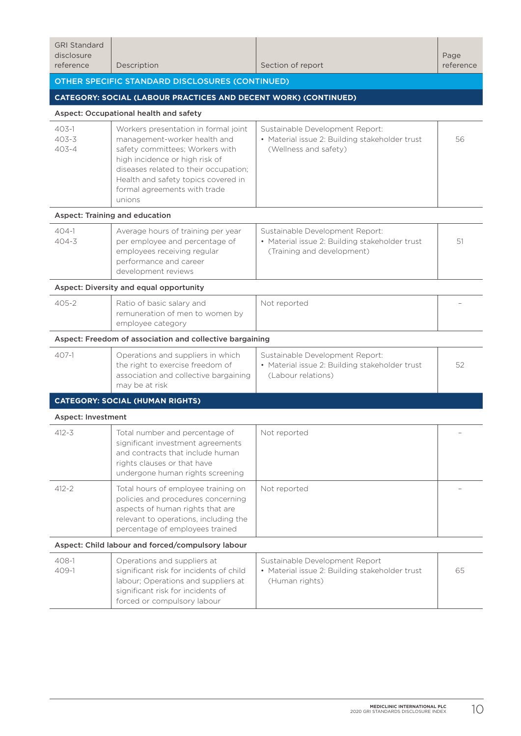| GRI Standard disclosure reference | Description | Section of report | Page reference |
|---|---|---|---|
| **OTHER SPECIFIC STANDARD DISCLOSURES (CONTINUED)** | | | |
| **CATEGORY: SOCIAL (LABOUR PRACTICES AND DECENT WORK) (CONTINUED)** | | | |
| **Aspect: Occupational health and safety** | | | |
| 403-1<br>403-3<br>403-4 | Workers presentation in formal joint management-worker health and safety committees; Workers with high incidence or high risk of diseases related to their occupation; Health and safety topics covered in formal agreements with trade unions | Sustainable Development Report:<br>• Material issue 2: Building stakeholder trust (Wellness and safety) | 56 |
| **Aspect: Training and education** | | | |
| 404-1<br>404-3 | Average hours of training per year per employee and percentage of employees receiving regular performance and career development reviews | Sustainable Development Report:<br>• Material issue 2: Building stakeholder trust (Training and development) | 51 |
| **Aspect: Diversity and equal opportunity** | | | |
| 405-2 | Ratio of basic salary and remuneration of men to women by employee category | Not reported | – |
| **Aspect: Freedom of association and collective bargaining** | | | |
| 407-1 | Operations and suppliers in which the right to exercise freedom of association and collective bargaining may be at risk | Sustainable Development Report:<br>• Material issue 2: Building stakeholder trust (Labour relations) | 52 |
| **CATEGORY: SOCIAL (HUMAN RIGHTS)** | | | |
| **Aspect: Investment** | | | |
| 412-3 | Total number and percentage of significant investment agreements and contracts that include human rights clauses or that have undergone human rights screening | Not reported | – |
| 412-2 | Total hours of employee training on policies and procedures concerning aspects of human rights that are relevant to operations, including the percentage of employees trained | Not reported | – |
| **Aspect: Child labour and forced/compulsory labour** | | | |
| 408-1<br>409-1 | Operations and suppliers at significant risk for incidents of child labour; Operations and suppliers at significant risk for incidents of forced or compulsory labour | Sustainable Development Report<br>• Material issue 2: Building stakeholder trust (Human rights) | 65 |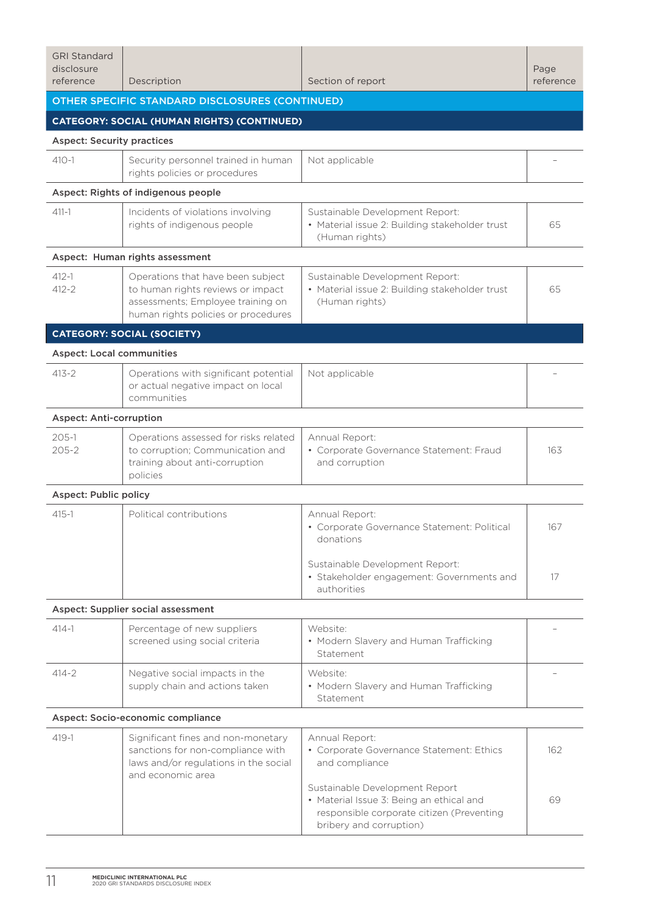| GRI Standard disclosure reference | Description | Section of report | Page reference |
|---|---|---|---|
| **OTHER SPECIFIC STANDARD DISCLOSURES (CONTINUED)** | | | |
| **CATEGORY: SOCIAL (HUMAN RIGHTS) (CONTINUED)** | | | |
| **Aspect: Security practices** | | | |
| 410-1 | Security personnel trained in human rights policies or procedures | Not applicable | – |
| **Aspect: Rights of indigenous people** | | | |
| 411-1 | Incidents of violations involving rights of indigenous people | Sustainable Development Report:<br>• Material issue 2: Building stakeholder trust (Human rights) | 65 |
| **Aspect: Human rights assessment** | | | |
| 412-1<br>412-2 | Operations that have been subject to human rights reviews or impact assessments; Employee training on human rights policies or procedures | Sustainable Development Report:<br>• Material issue 2: Building stakeholder trust (Human rights) | 65 |
| **CATEGORY: SOCIAL (SOCIETY)** | | | |
| **Aspect: Local communities** | | | |
| 413-2 | Operations with significant potential or actual negative impact on local communities | Not applicable | – |
| **Aspect: Anti-corruption** | | | |
| 205-1<br>205-2 | Operations assessed for risks related to corruption; Communication and training about anti-corruption policies | Annual Report:<br>• Corporate Governance Statement: Fraud and corruption | 163 |
| **Aspect: Public policy** | | | |
| 415-1 | Political contributions | Annual Report:<br>• Corporate Governance Statement: Political donations<br><br>Sustainable Development Report:<br>• Stakeholder engagement: Governments and authorities | 167<br><br>17 |
| **Aspect: Supplier social assessment** | | | |
| 414-1 | Percentage of new suppliers screened using social criteria | Website:<br>• Modern Slavery and Human Trafficking Statement | – |
| 414-2 | Negative social impacts in the supply chain and actions taken | Website:<br>• Modern Slavery and Human Trafficking Statement | – |
| **Aspect: Socio-economic compliance** | | | |
| 419-1 | Significant fines and non-monetary sanctions for non-compliance with laws and/or regulations in the social and economic area | Annual Report:<br>• Corporate Governance Statement: Ethics and compliance<br><br>Sustainable Development Report<br>• Material Issue 3: Being an ethical and responsible corporate citizen (Preventing bribery and corruption) | 162<br><br>69 |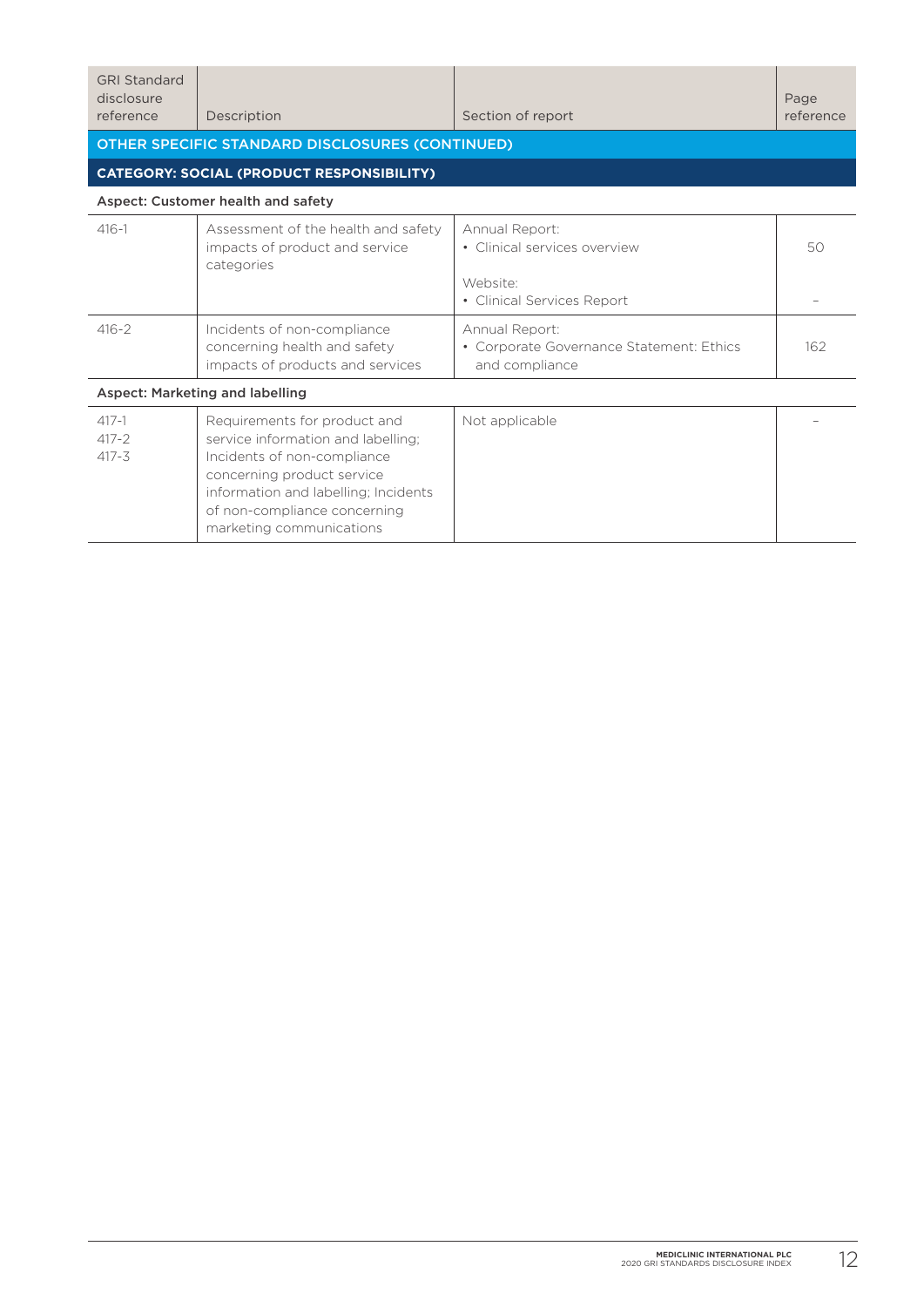| GRI Standard disclosure reference | Description | Section of report | Page reference |
|---|---|---|---|
| **OTHER SPECIFIC STANDARD DISCLOSURES (CONTINUED)** | | | |
| **CATEGORY: SOCIAL (PRODUCT RESPONSIBILITY)** | | | |
| **Aspect: Customer health and safety** | | | |
| 416-1 | Assessment of the health and safety impacts of product and service categories | Annual Report:<br>• Clinical services overview | 50 |
| | | Website:<br>• Clinical Services Report | – |
| 416-2 | Incidents of non-compliance concerning health and safety impacts of products and services | Annual Report:<br>• Corporate Governance Statement: Ethics and compliance | 162 |
| **Aspect: Marketing and labelling** | | | |
| 417-1<br>417-2<br>417-3 | Requirements for product and service information and labelling; Incidents of non-compliance concerning product service information and labelling; Incidents of non-compliance concerning marketing communications | Not applicable | – |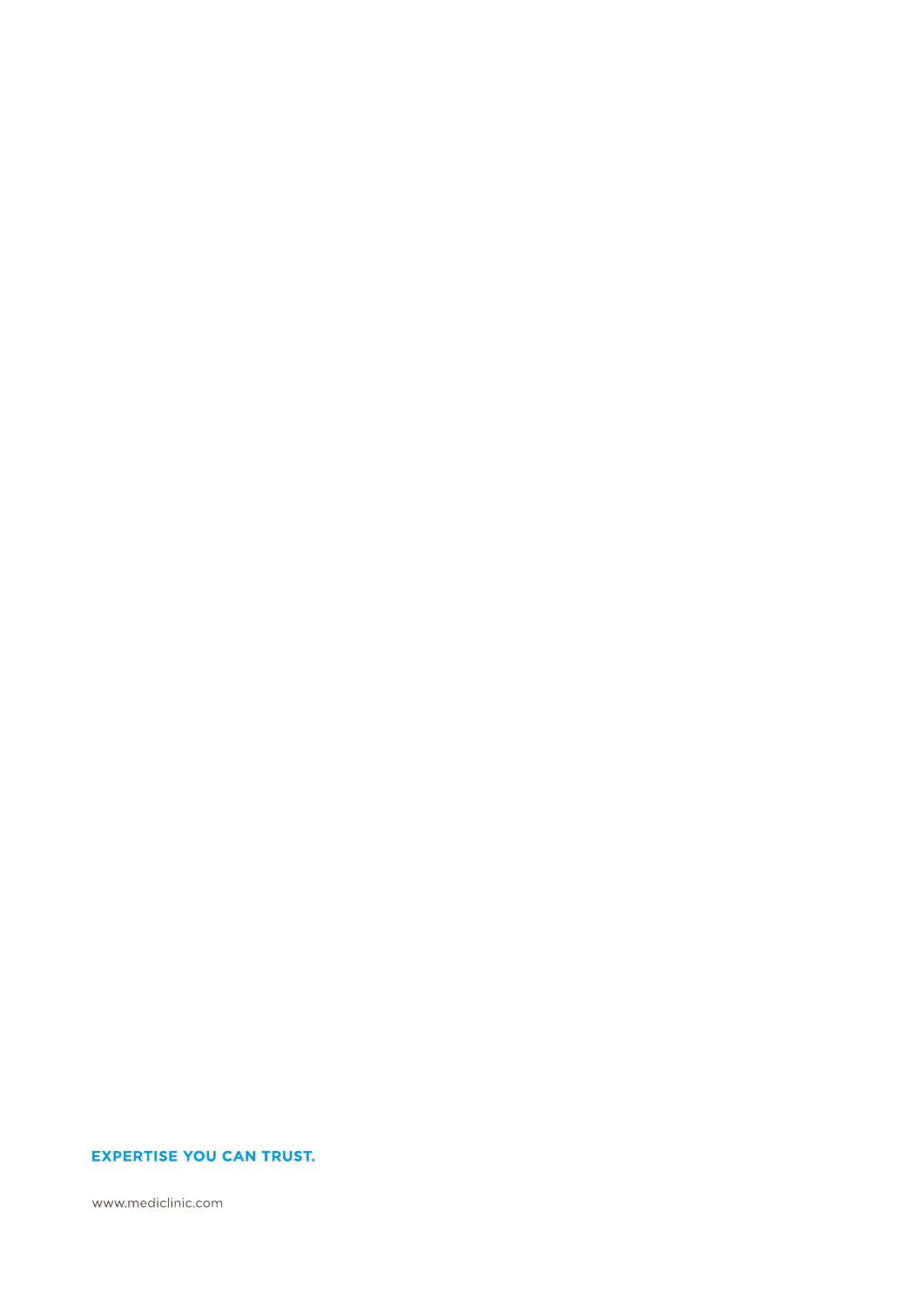**EXPERTISE YOU CAN TRUST.**

www.mediclinic.com